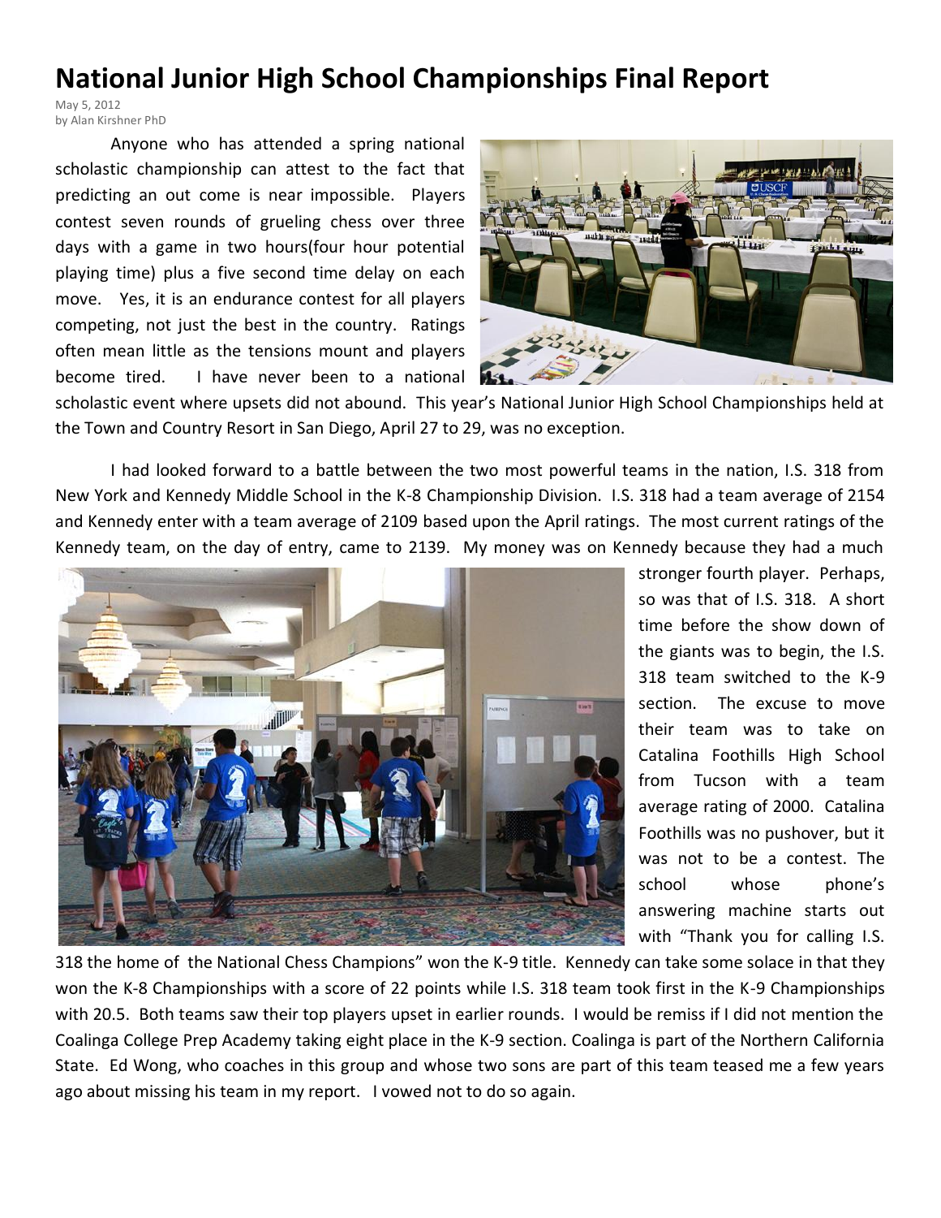# National Junior High School Championships Final Report

May 5, 2012
by Alan Kirshner PhD

Anyone who has attended a spring national scholastic championship can attest to the fact that predicting an out come is near impossible. Players contest seven rounds of grueling chess over three days with a game in two hours(four hour potential playing time) plus a five second time delay on each move. Yes, it is an endurance contest for all players competing, not just the best in the country. Ratings often mean little as the tensions mount and players become tired. I have never been to a national scholastic event where upsets did not abound. This year's National Junior High School Championships held at the Town and Country Resort in San Diego, April 27 to 29, was no exception.

I had looked forward to a battle between the two most powerful teams in the nation, I.S. 318 from New York and Kennedy Middle School in the K-8 Championship Division. I.S. 318 had a team average of 2154 and Kennedy enter with a team average of 2109 based upon the April ratings. The most current ratings of the Kennedy team, on the day of entry, came to 2139. My money was on Kennedy because they had a much stronger fourth player. Perhaps, so was that of I.S. 318. A short time before the show down of the giants was to begin, the I.S. 318 team switched to the K-9 section. The excuse to move their team was to take on Catalina Foothills High School from Tucson with a team average rating of 2000. Catalina Foothills was no pushover, but it was not to be a contest. The school whose phone's answering machine starts out with "Thank you for calling I.S. 318 the home of the National Chess Champions" won the K-9 title. Kennedy can take some solace in that they won the K-8 Championships with a score of 22 points while I.S. 318 team took first in the K-9 Championships with 20.5. Both teams saw their top players upset in earlier rounds. I would be remiss if I did not mention the Coalinga College Prep Academy taking eight place in the K-9 section. Coalinga is part of the Northern California State. Ed Wong, who coaches in this group and whose two sons are part of this team teased me a few years ago about missing his team in my report. I vowed not to do so again.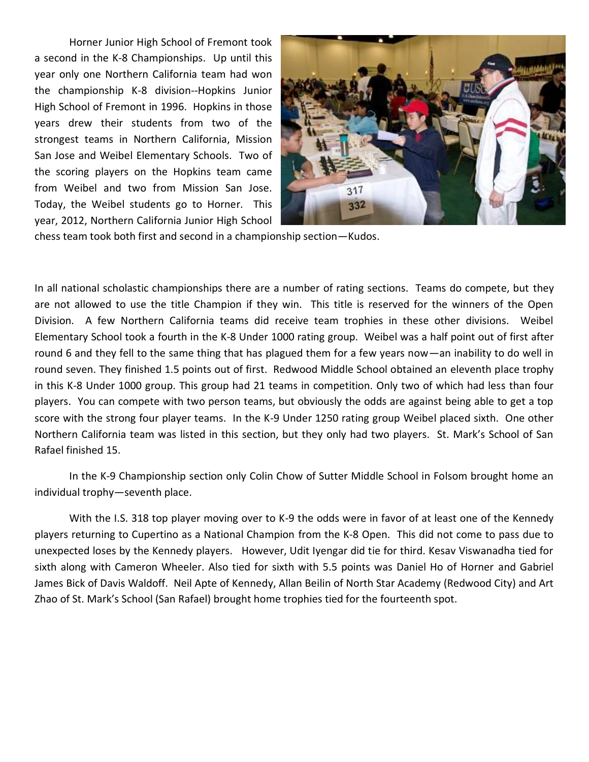Horner Junior High School of Fremont took a second in the K-8 Championships. Up until this year only one Northern California team had won the championship K-8 division--Hopkins Junior High School of Fremont in 1996. Hopkins in those years drew their students from two of the strongest teams in Northern California, Mission San Jose and Weibel Elementary Schools. Two of the scoring players on the Hopkins team came from Weibel and two from Mission San Jose. Today, the Weibel students go to Horner. This year, 2012, Northern California Junior High School chess team took both first and second in a championship section—Kudos.

In all national scholastic championships there are a number of rating sections. Teams do compete, but they are not allowed to use the title Champion if they win. This title is reserved for the winners of the Open Division. A few Northern California teams did receive team trophies in these other divisions. Weibel Elementary School took a fourth in the K-8 Under 1000 rating group. Weibel was a half point out of first after round 6 and they fell to the same thing that has plagued them for a few years now—an inability to do well in round seven. They finished 1.5 points out of first. Redwood Middle School obtained an eleventh place trophy in this K-8 Under 1000 group. This group had 21 teams in competition. Only two of which had less than four players. You can compete with two person teams, but obviously the odds are against being able to get a top score with the strong four player teams. In the K-9 Under 1250 rating group Weibel placed sixth. One other Northern California team was listed in this section, but they only had two players. St. Mark's School of San Rafael finished 15.

In the K-9 Championship section only Colin Chow of Sutter Middle School in Folsom brought home an individual trophy—seventh place.

With the I.S. 318 top player moving over to K-9 the odds were in favor of at least one of the Kennedy players returning to Cupertino as a National Champion from the K-8 Open. This did not come to pass due to unexpected loses by the Kennedy players. However, Udit Iyengar did tie for third. Kesav Viswanadha tied for sixth along with Cameron Wheeler. Also tied for sixth with 5.5 points was Daniel Ho of Horner and Gabriel James Bick of Davis Waldoff. Neil Apte of Kennedy, Allan Beilin of North Star Academy (Redwood City) and Art Zhao of St. Mark's School (San Rafael) brought home trophies tied for the fourteenth spot.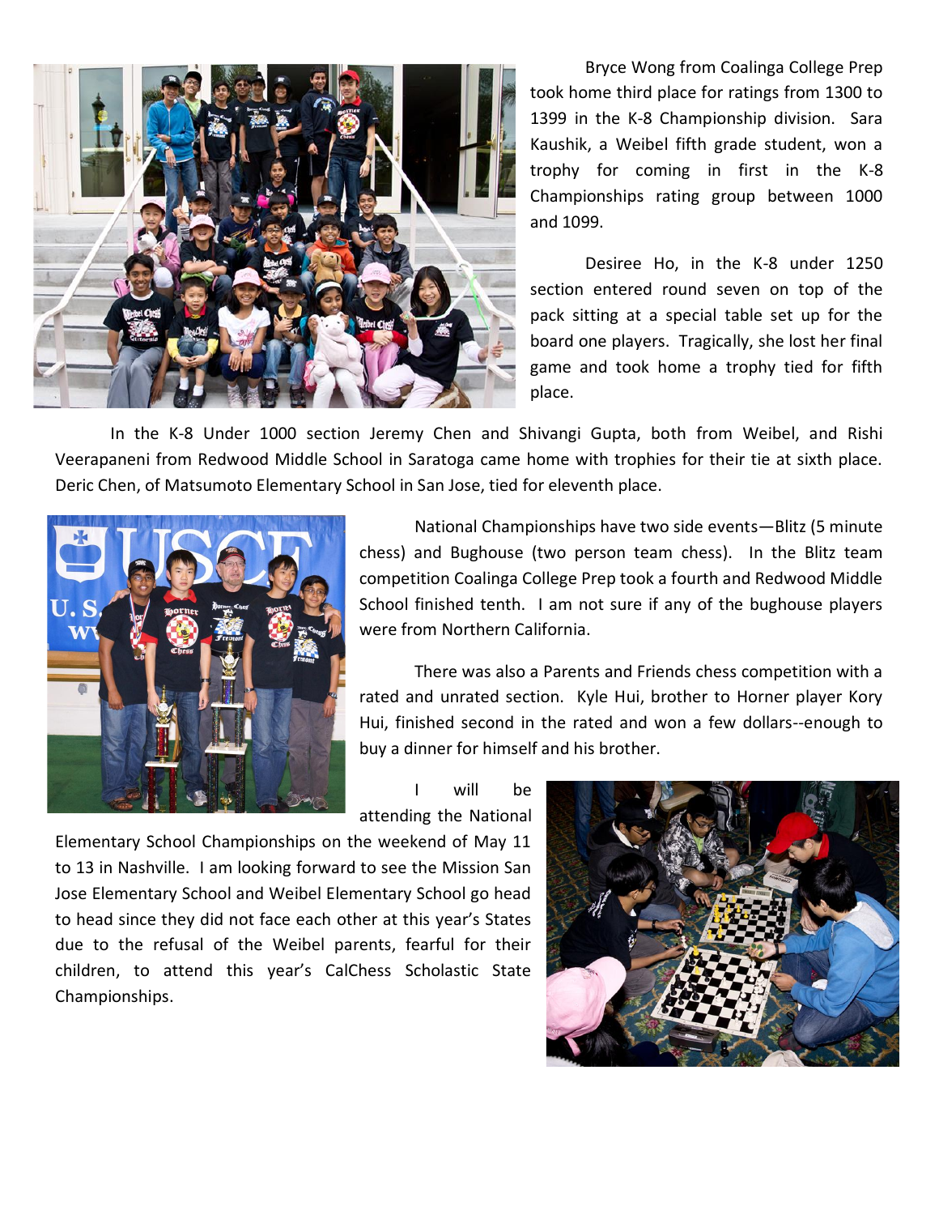Bryce Wong from Coalinga College Prep took home third place for ratings from 1300 to 1399 in the K-8 Championship division. Sara Kaushik, a Weibel fifth grade student, won a trophy for coming in first in the K-8 Championships rating group between 1000 and 1099.

Desiree Ho, in the K-8 under 1250 section entered round seven on top of the pack sitting at a special table set up for the board one players. Tragically, she lost her final game and took home a trophy tied for fifth place.

In the K-8 Under 1000 section Jeremy Chen and Shivangi Gupta, both from Weibel, and Rishi Veerapaneni from Redwood Middle School in Saratoga came home with trophies for their tie at sixth place. Deric Chen, of Matsumoto Elementary School in San Jose, tied for eleventh place.

National Championships have two side events—Blitz (5 minute chess) and Bughouse (two person team chess). In the Blitz team competition Coalinga College Prep took a fourth and Redwood Middle School finished tenth. I am not sure if any of the bughouse players were from Northern California.

There was also a Parents and Friends chess competition with a rated and unrated section. Kyle Hui, brother to Horner player Kory Hui, finished second in the rated and won a few dollars--enough to buy a dinner for himself and his brother.

I will be attending the National Elementary School Championships on the weekend of May 11 to 13 in Nashville. I am looking forward to see the Mission San Jose Elementary School and Weibel Elementary School go head to head since they did not face each other at this year's States due to the refusal of the Weibel parents, fearful for their children, to attend this year's CalChess Scholastic State Championships.